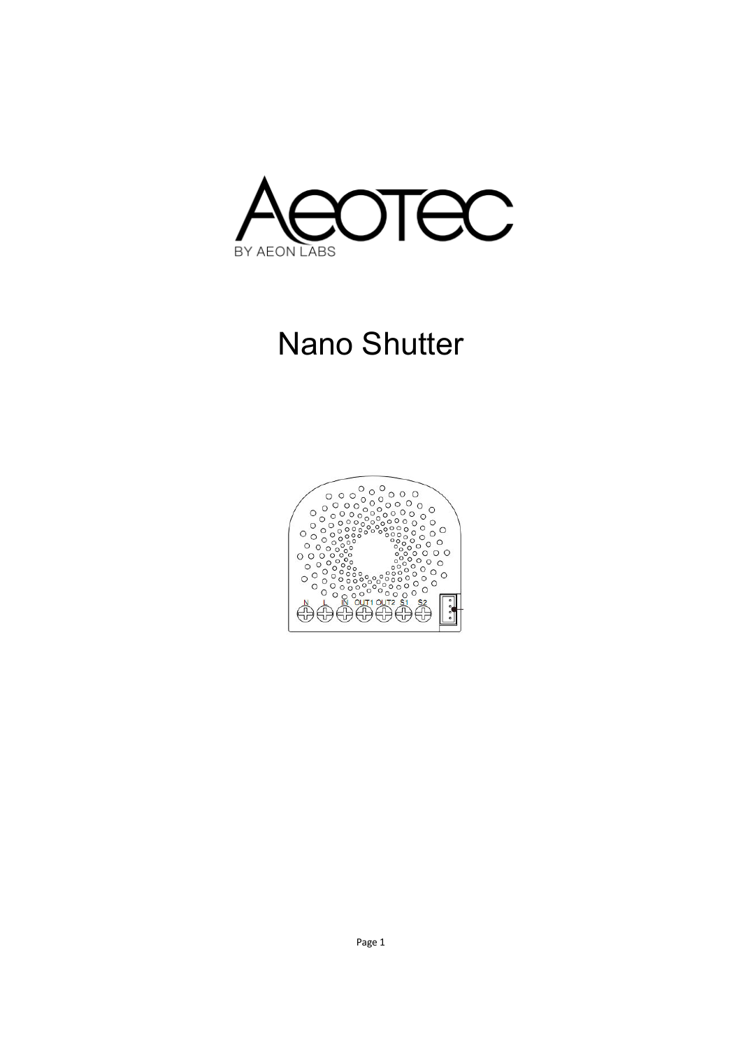# Nano Shutter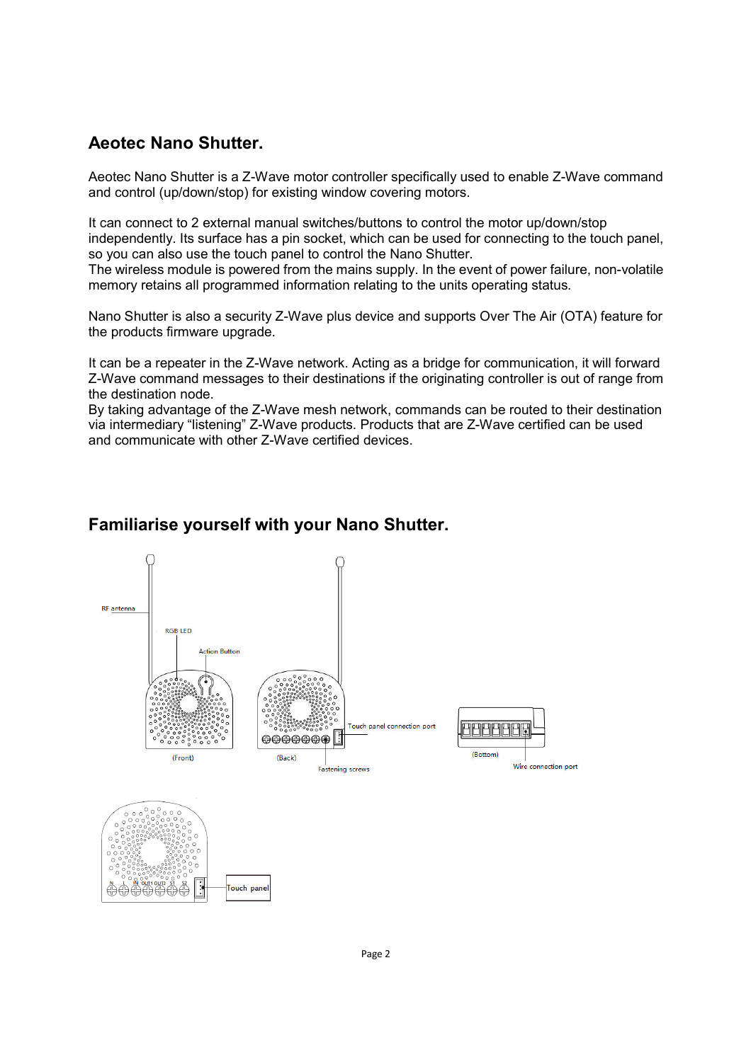## Aeotec Nano Shutter.

Aeotec Nano Shutter is a Z-Wave motor controller specifically used to enable Z-Wave command and control (up/down/stop) for existing window covering motors.

It can connect to 2 external manual switches/buttons to control the motor up/down/stop independently. Its surface has a pin socket, which can be used for connecting to the touch panel, so you can also use the touch panel to control the Nano Shutter.
The wireless module is powered from the mains supply. In the event of power failure, non-volatile memory retains all programmed information relating to the units operating status.

Nano Shutter is also a security Z-Wave plus device and supports Over The Air (OTA) feature for the products firmware upgrade.

It can be a repeater in the Z-Wave network. Acting as a bridge for communication, it will forward Z-Wave command messages to their destinations if the originating controller is out of range from the destination node.
By taking advantage of the Z-Wave mesh network, commands can be routed to their destination via intermediary "listening" Z-Wave products. Products that are Z-Wave certified can be used and communicate with other Z-Wave certified devices.

## Familiarise yourself with your Nano Shutter.

RF antenna

RGB LED

Action Button

(Front)

Touch panel connection port

(Back)

Fastening screws

(Bottom)

Wire connection port

N L IN OUT1 OUT2 S1 S2

Touch panel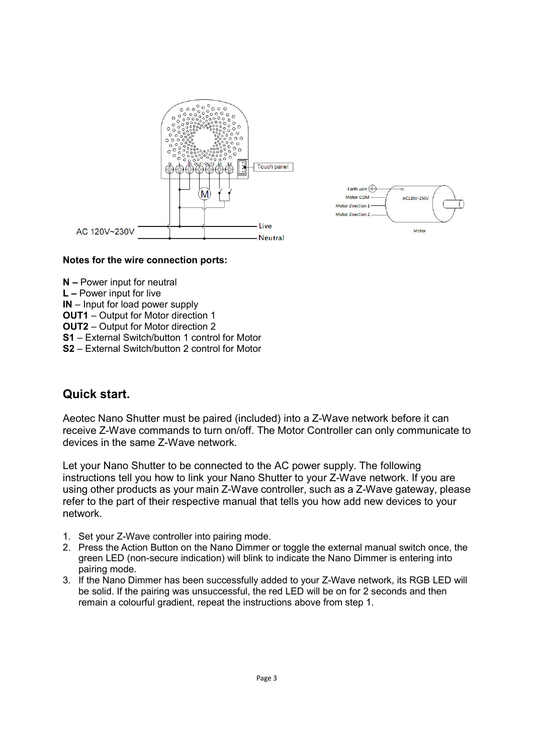**Notes for the wire connection ports:**

**N –** Power input for neutral
**L –** Power input for live
**IN** – Input for load power supply
**OUT1** – Output for Motor direction 1
**OUT2** – Output for Motor direction 2
**S1** – External Switch/button 1 control for Motor
**S2** – External Switch/button 2 control for Motor

## Quick start.

Aeotec Nano Shutter must be paired (included) into a Z-Wave network before it can receive Z-Wave commands to turn on/off. The Motor Controller can only communicate to devices in the same Z-Wave network.

Let your Nano Shutter to be connected to the AC power supply. The following instructions tell you how to link your Nano Shutter to your Z-Wave network. If you are using other products as your main Z-Wave controller, such as a Z-Wave gateway, please refer to the part of their respective manual that tells you how add new devices to your network.

1. Set your Z-Wave controller into pairing mode.
2. Press the Action Button on the Nano Dimmer or toggle the external manual switch once, the green LED (non-secure indication) will blink to indicate the Nano Dimmer is entering into pairing mode.
3. If the Nano Dimmer has been successfully added to your Z-Wave network, its RGB LED will be solid. If the pairing was unsuccessful, the red LED will be on for 2 seconds and then remain a colourful gradient, repeat the instructions above from step 1.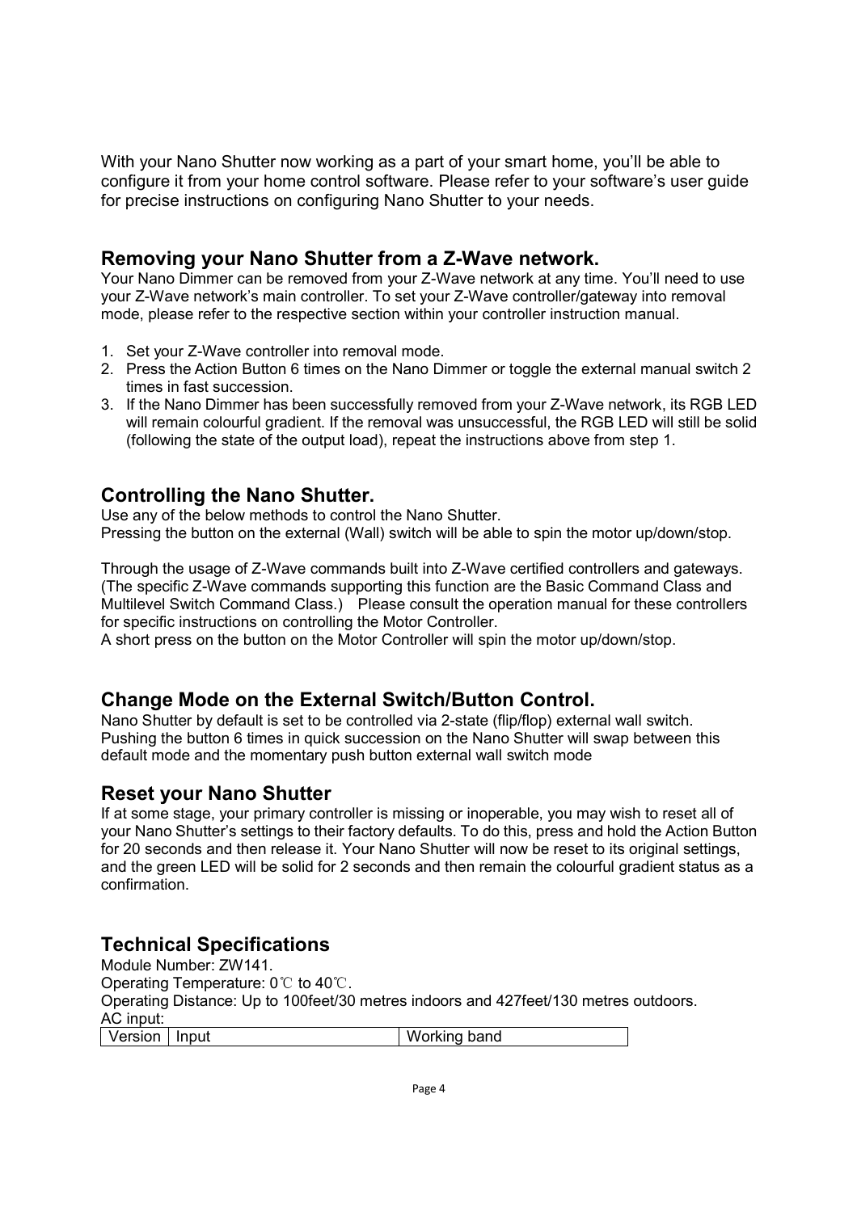With your Nano Shutter now working as a part of your smart home, you'll be able to configure it from your home control software. Please refer to your software's user guide for precise instructions on configuring Nano Shutter to your needs.

## Removing your Nano Shutter from a Z-Wave network.

Your Nano Dimmer can be removed from your Z-Wave network at any time. You'll need to use your Z-Wave network's main controller. To set your Z-Wave controller/gateway into removal mode, please refer to the respective section within your controller instruction manual.

1. Set your Z-Wave controller into removal mode.
2. Press the Action Button 6 times on the Nano Dimmer or toggle the external manual switch 2 times in fast succession.
3. If the Nano Dimmer has been successfully removed from your Z-Wave network, its RGB LED will remain colourful gradient. If the removal was unsuccessful, the RGB LED will still be solid (following the state of the output load), repeat the instructions above from step 1.

## Controlling the Nano Shutter.

Use any of the below methods to control the Nano Shutter.
Pressing the button on the external (Wall) switch will be able to spin the motor up/down/stop.

Through the usage of Z-Wave commands built into Z-Wave certified controllers and gateways. (The specific Z-Wave commands supporting this function are the Basic Command Class and Multilevel Switch Command Class.) Please consult the operation manual for these controllers for specific instructions on controlling the Motor Controller.
A short press on the button on the Motor Controller will spin the motor up/down/stop.

## Change Mode on the External Switch/Button Control.

Nano Shutter by default is set to be controlled via 2-state (flip/flop) external wall switch. Pushing the button 6 times in quick succession on the Nano Shutter will swap between this default mode and the momentary push button external wall switch mode

## Reset your Nano Shutter

If at some stage, your primary controller is missing or inoperable, you may wish to reset all of your Nano Shutter's settings to their factory defaults. To do this, press and hold the Action Button for 20 seconds and then release it. Your Nano Shutter will now be reset to its original settings, and the green LED will be solid for 2 seconds and then remain the colourful gradient status as a confirmation.

## Technical Specifications

Module Number: ZW141.
Operating Temperature: 0℃ to 40℃.
Operating Distance: Up to 100feet/30 metres indoors and 427feet/130 metres outdoors.
AC input:

| Version | Input | Working band |
| --- | --- | --- |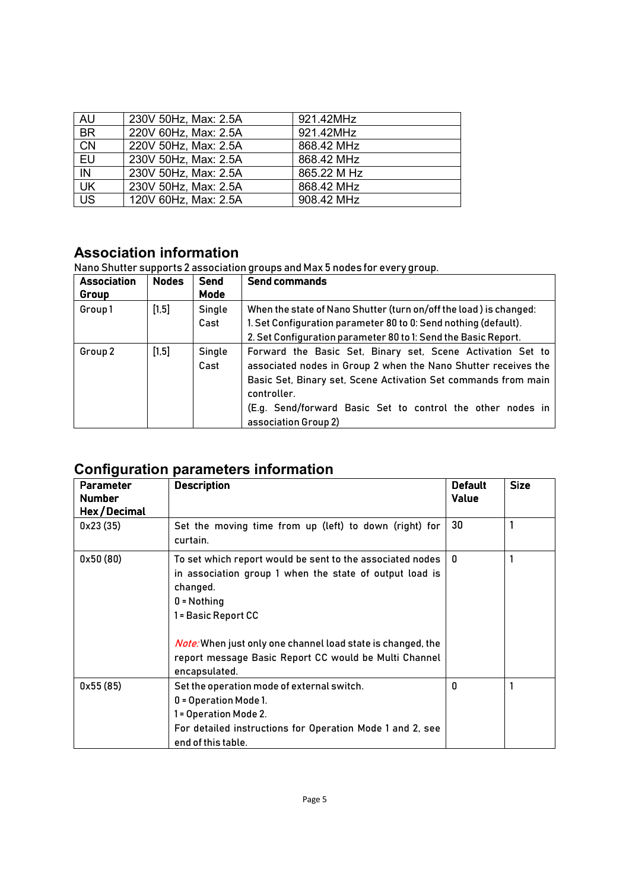| AU | 230V 50Hz, Max: 2.5A | 921.42MHz |
|---|---|---|
| BR | 220V 60Hz, Max: 2.5A | 921.42MHz |
| CN | 220V 50Hz, Max: 2.5A | 868.42 MHz |
| EU | 230V 50Hz, Max: 2.5A | 868.42 MHz |
| IN | 230V 50Hz, Max: 2.5A | 865.22 M Hz |
| UK | 230V 50Hz, Max: 2.5A | 868.42 MHz |
| US | 120V 60Hz, Max: 2.5A | 908.42 MHz |

## Association information

Nano Shutter supports 2 association groups and Max 5 nodes for every group.

| Association Group | Nodes | Send Mode | Send commands |
|---|---|---|---|
| Group 1 | [1,5] | Single Cast | When the state of Nano Shutter (turn on/off the load ) is changed:<br>1. Set Configuration parameter 80 to 0: Send nothing (default).<br>2. Set Configuration parameter 80 to 1: Send the Basic Report. |
| Group 2 | [1,5] | Single Cast | Forward the Basic Set, Binary set, Scene Activation Set to associated nodes in Group 2 when the Nano Shutter receives the Basic Set, Binary set, Scene Activation Set commands from main controller.<br>(E.g. Send/forward Basic Set to control the other nodes in association Group 2) |

## Configuration parameters information

| Parameter Number Hex / Decimal | Description | Default Value | Size |
|---|---|---|---|
| 0x23 (35) | Set the moving time from up (left) to down (right) for curtain. | 30 | 1 |
| 0x50 (80) | To set which report would be sent to the associated nodes in association group 1 when the state of output load is changed.<br>0 = Nothing<br>1 = Basic Report CC<br><br>*Note:* When just only one channel load state is changed, the report message Basic Report CC would be Multi Channel encapsulated. | 0 | 1 |
| 0x55 (85) | Set the operation mode of external switch.<br>0 = Operation Mode 1.<br>1 = Operation Mode 2.<br>For detailed instructions for Operation Mode 1 and 2, see end of this table. | 0 | 1 |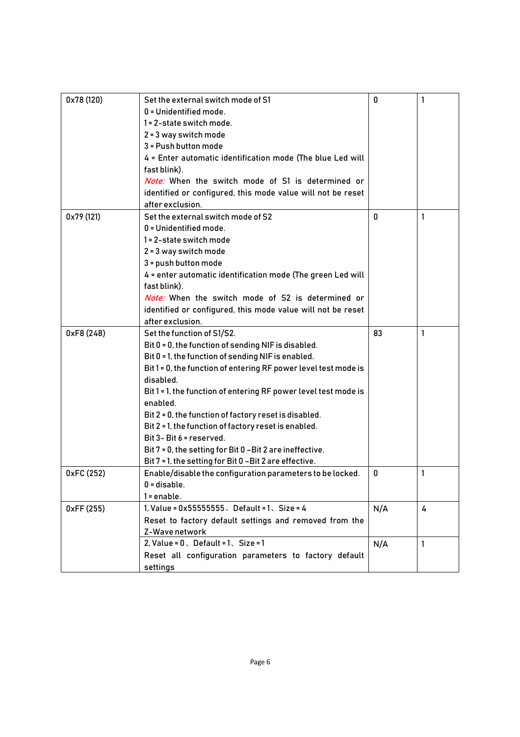| | | | |
|---|---|---|---|
| 0x78 (120) | Set the external switch mode of S1<br>0 = Unidentified mode.<br>1 = 2-state switch mode.<br>2 = 3 way switch mode<br>3 = Push button mode<br>4 = Enter automatic identification mode (The blue Led will fast blink).<br>*Note:* When the switch mode of S1 is determined or identified or configured, this mode value will not be reset after exclusion. | 0 | 1 |
| 0x79 (121) | Set the external switch mode of S2<br>0 = Unidentified mode.<br>1 = 2-state switch mode<br>2 = 3 way switch mode<br>3 = push button mode<br>4 = enter automatic identification mode (The green Led will fast blink).<br>*Note:* When the switch mode of S2 is determined or identified or configured, this mode value will not be reset after exclusion. | 0 | 1 |
| 0xF8 (248) | Set the function of S1/S2.<br>Bit 0 = 0, the function of sending NIF is disabled.<br>Bit 0 = 1, the function of sending NIF is enabled.<br>Bit 1 = 0, the function of entering RF power level test mode is disabled.<br>Bit 1 = 1, the function of entering RF power level test mode is enabled.<br>Bit 2 = 0, the function of factory reset is disabled.<br>Bit 2 = 1, the function of factory reset is enabled.<br>Bit 3- Bit 6 = reserved.<br>Bit 7 = 0, the setting for Bit 0 –Bit 2 are ineffective.<br>Bit 7 = 1, the setting for Bit 0 –Bit 2 are effective. | 83 | 1 |
| 0xFC (252) | Enable/disable the configuration parameters to be locked.<br>0 = disable.<br>1 = enable. | 0 | 1 |
| 0xFF (255) | 1, Value = 0x55555555、Default = 1、Size = 4<br>Reset to factory default settings and removed from the Z-Wave network | N/A | 4 |
| | 2, Value = 0、Default = 1、Size = 1<br>Reset all configuration parameters to factory default settings | N/A | 1 |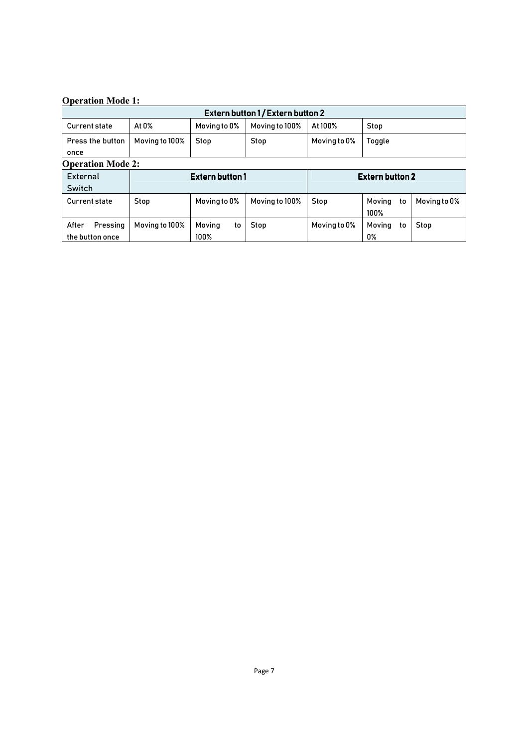**Operation Mode 1:**

| Extern button 1 / Extern button 2 | | | | | |
|---|---|---|---|---|---|
| Current state | At 0% | Moving to 0% | Moving to 100% | At 100% | Stop |
| Press the button once | Moving to 100% | Stop | Stop | Moving to 0% | Toggle |

**Operation Mode 2:**

| External Switch | Extern button 1 | | | Extern button 2 | | |
|---|---|---|---|---|---|---|
| Current state | Stop | Moving to 0% | Moving to 100% | Stop | Moving to 100% | Moving to 0% |
| After Pressing the button once | Moving to 100% | Moving to 100% | Stop | Moving to 0% | Moving to 0% | Stop |